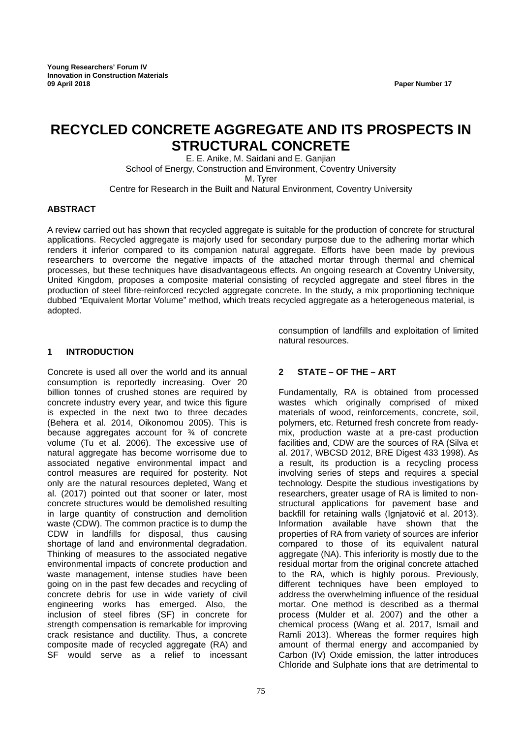# RECYCLED CONCRETE AGGREGATE AND ITS PROSPECTS IN STRUCTURAL CONCRETE

E. E. Anike, M. Saidani and E. Ganjian
School of Energy, Construction and Environment, Coventry University
M. Tyrer
Centre for Research in the Built and Natural Environment, Coventry University

## ABSTRACT

A review carried out has shown that recycled aggregate is suitable for the production of concrete for structural applications. Recycled aggregate is majorly used for secondary purpose due to the adhering mortar which renders it inferior compared to its companion natural aggregate. Efforts have been made by previous researchers to overcome the negative impacts of the attached mortar through thermal and chemical processes, but these techniques have disadvantageous effects. An ongoing research at Coventry University, United Kingdom, proposes a composite material consisting of recycled aggregate and steel fibres in the production of steel fibre-reinforced recycled aggregate concrete. In the study, a mix proportioning technique dubbed "Equivalent Mortar Volume" method, which treats recycled aggregate as a heterogeneous material, is adopted.

## 1 INTRODUCTION

Concrete is used all over the world and its annual consumption is reportedly increasing. Over 20 billion tonnes of crushed stones are required by concrete industry every year, and twice this figure is expected in the next two to three decades (Behera et al. 2014, Oikonomou 2005). This is because aggregates account for ¾ of concrete volume (Tu et al. 2006). The excessive use of natural aggregate has become worrisome due to associated negative environmental impact and control measures are required for posterity. Not only are the natural resources depleted, Wang et al. (2017) pointed out that sooner or later, most concrete structures would be demolished resulting in large quantity of construction and demolition waste (CDW). The common practice is to dump the CDW in landfills for disposal, thus causing shortage of land and environmental degradation. Thinking of measures to the associated negative environmental impacts of concrete production and waste management, intense studies have been going on in the past few decades and recycling of concrete debris for use in wide variety of civil engineering works has emerged. Also, the inclusion of steel fibres (SF) in concrete for strength compensation is remarkable for improving crack resistance and ductility. Thus, a concrete composite made of recycled aggregate (RA) and SF would serve as a relief to incessant consumption of landfills and exploitation of limited natural resources.

## 2 STATE – OF THE – ART

Fundamentally, RA is obtained from processed wastes which originally comprised of mixed materials of wood, reinforcements, concrete, soil, polymers, etc. Returned fresh concrete from ready-mix, production waste at a pre-cast production facilities and, CDW are the sources of RA (Silva et al. 2017, WBCSD 2012, BRE Digest 433 1998). As a result, its production is a recycling process involving series of steps and requires a special technology. Despite the studious investigations by researchers, greater usage of RA is limited to non-structural applications for pavement base and backfill for retaining walls (Ignjatović et al. 2013). Information available have shown that the properties of RA from variety of sources are inferior compared to those of its equivalent natural aggregate (NA). This inferiority is mostly due to the residual mortar from the original concrete attached to the RA, which is highly porous. Previously, different techniques have been employed to address the overwhelming influence of the residual mortar. One method is described as a thermal process (Mulder et al. 2007) and the other a chemical process (Wang et al. 2017, Ismail and Ramli 2013). Whereas the former requires high amount of thermal energy and accompanied by Carbon (IV) Oxide emission, the latter introduces Chloride and Sulphate ions that are detrimental to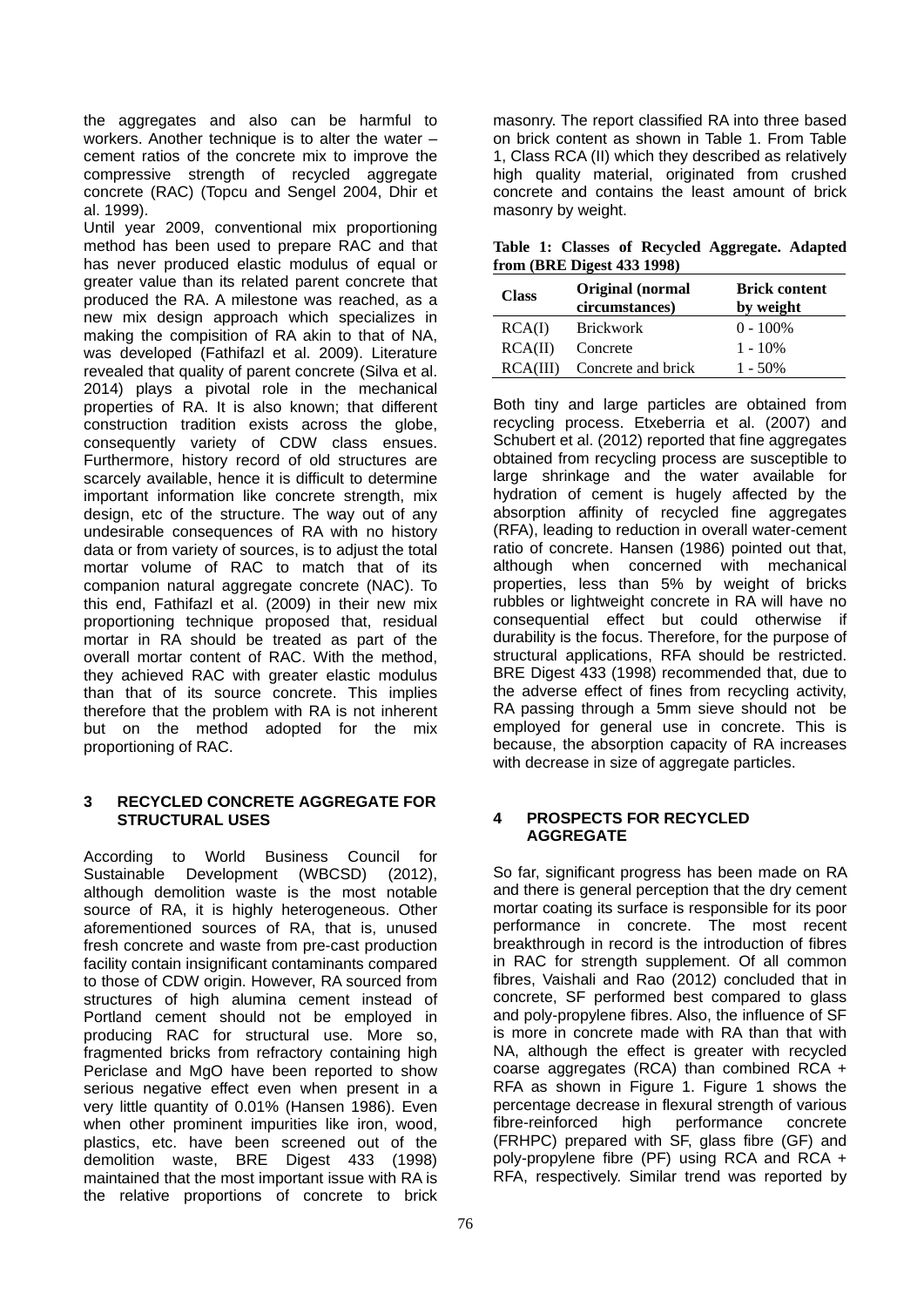the aggregates and also can be harmful to workers. Another technique is to alter the water – cement ratios of the concrete mix to improve the compressive strength of recycled aggregate concrete (RAC) (Topcu and Sengel 2004, Dhir et al. 1999).

Until year 2009, conventional mix proportioning method has been used to prepare RAC and that has never produced elastic modulus of equal or greater value than its related parent concrete that produced the RA. A milestone was reached, as a new mix design approach which specializes in making the compisition of RA akin to that of NA, was developed (Fathifazl et al. 2009). Literature revealed that quality of parent concrete (Silva et al. 2014) plays a pivotal role in the mechanical properties of RA. It is also known; that different construction tradition exists across the globe, consequently variety of CDW class ensues. Furthermore, history record of old structures are scarcely available, hence it is difficult to determine important information like concrete strength, mix design, etc of the structure. The way out of any undesirable consequences of RA with no history data or from variety of sources, is to adjust the total mortar volume of RAC to match that of its companion natural aggregate concrete (NAC). To this end, Fathifazl et al. (2009) in their new mix proportioning technique proposed that, residual mortar in RA should be treated as part of the overall mortar content of RAC. With the method, they achieved RAC with greater elastic modulus than that of its source concrete. This implies therefore that the problem with RA is not inherent but on the method adopted for the mix proportioning of RAC.

## 3 RECYCLED CONCRETE AGGREGATE FOR STRUCTURAL USES

According to World Business Council for Sustainable Development (WBCSD) (2012), although demolition waste is the most notable source of RA, it is highly heterogeneous. Other aforementioned sources of RA, that is, unused fresh concrete and waste from pre-cast production facility contain insignificant contaminants compared to those of CDW origin. However, RA sourced from structures of high alumina cement instead of Portland cement should not be employed in producing RAC for structural use. More so, fragmented bricks from refractory containing high Periclase and MgO have been reported to show serious negative effect even when present in a very little quantity of 0.01% (Hansen 1986). Even when other prominent impurities like iron, wood, plastics, etc. have been screened out of the demolition waste, BRE Digest 433 (1998) maintained that the most important issue with RA is the relative proportions of concrete to brick masonry. The report classified RA into three based on brick content as shown in Table 1. From Table 1, Class RCA (II) which they described as relatively high quality material, originated from crushed concrete and contains the least amount of brick masonry by weight.

**Table 1: Classes of Recycled Aggregate. Adapted from (BRE Digest 433 1998)**

| Class | Original (normal circumstances) | Brick content by weight |
|---|---|---|
| RCA(I) | Brickwork | 0 - 100% |
| RCA(II) | Concrete | 1 - 10% |
| RCA(III) | Concrete and brick | 1 - 50% |

Both tiny and large particles are obtained from recycling process. Etxeberria et al. (2007) and Schubert et al. (2012) reported that fine aggregates obtained from recycling process are susceptible to large shrinkage and the water available for hydration of cement is hugely affected by the absorption affinity of recycled fine aggregates (RFA), leading to reduction in overall water-cement ratio of concrete. Hansen (1986) pointed out that, although when concerned with mechanical properties, less than 5% by weight of bricks rubbles or lightweight concrete in RA will have no consequential effect but could otherwise if durability is the focus. Therefore, for the purpose of structural applications, RFA should be restricted. BRE Digest 433 (1998) recommended that, due to the adverse effect of fines from recycling activity, RA passing through a 5mm sieve should not be employed for general use in concrete. This is because, the absorption capacity of RA increases with decrease in size of aggregate particles.

## 4 PROSPECTS FOR RECYCLED AGGREGATE

So far, significant progress has been made on RA and there is general perception that the dry cement mortar coating its surface is responsible for its poor performance in concrete. The most recent breakthrough in record is the introduction of fibres in RAC for strength supplement. Of all common fibres, Vaishali and Rao (2012) concluded that in concrete, SF performed best compared to glass and poly-propylene fibres. Also, the influence of SF is more in concrete made with RA than that with NA, although the effect is greater with recycled coarse aggregates (RCA) than combined RCA + RFA as shown in Figure 1. Figure 1 shows the percentage decrease in flexural strength of various fibre-reinforced high performance concrete (FRHPC) prepared with SF, glass fibre (GF) and poly-propylene fibre (PF) using RCA and RCA + RFA, respectively. Similar trend was reported by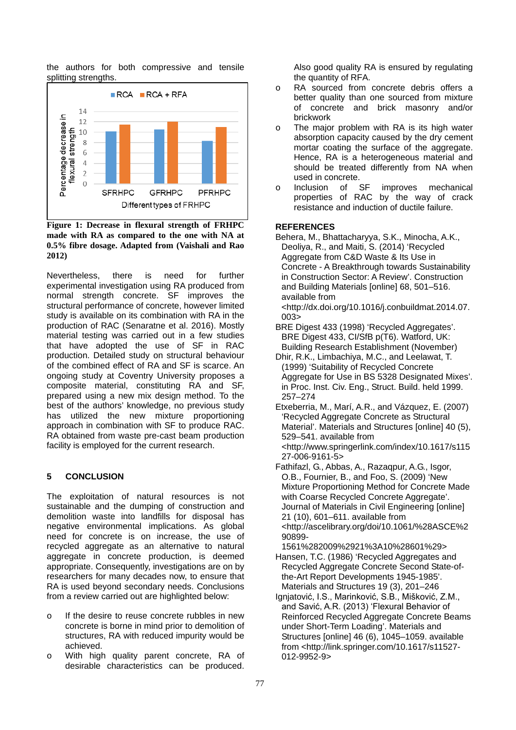the authors for both compressive and tensile splitting strengths.

**Figure 1: Decrease in flexural strength of FRHPC made with RA as compared to the one with NA at 0.5% fibre dosage. Adapted from (Vaishali and Rao 2012)**

Nevertheless, there is need for further experimental investigation using RA produced from normal strength concrete. SF improves the structural performance of concrete, however limited study is available on its combination with RA in the production of RAC (Senaratne et al. 2016). Mostly material testing was carried out in a few studies that have adopted the use of SF in RAC production. Detailed study on structural behaviour of the combined effect of RA and SF is scarce. An ongoing study at Coventry University proposes a composite material, constituting RA and SF, prepared using a new mix design method. To the best of the authors' knowledge, no previous study has utilized the new mixture proportioning approach in combination with SF to produce RAC. RA obtained from waste pre-cast beam production facility is employed for the current research.

## 5 CONCLUSION

The exploitation of natural resources is not sustainable and the dumping of construction and demolition waste into landfills for disposal has negative environmental implications. As global need for concrete is on increase, the use of recycled aggregate as an alternative to natural aggregate in concrete production, is deemed appropriate. Consequently, investigations are on by researchers for many decades now, to ensure that RA is used beyond secondary needs. Conclusions from a review carried out are highlighted below:

- If the desire to reuse concrete rubbles in new concrete is borne in mind prior to demolition of structures, RA with reduced impurity would be achieved.
- With high quality parent concrete, RA of desirable characteristics can be produced. Also good quality RA is ensured by regulating the quantity of RFA.
- RA sourced from concrete debris offers a better quality than one sourced from mixture of concrete and brick masonry and/or brickwork
- The major problem with RA is its high water absorption capacity caused by the dry cement mortar coating the surface of the aggregate. Hence, RA is a heterogeneous material and should be treated differently from NA when used in concrete.
- Inclusion of SF improves mechanical properties of RAC by the way of crack resistance and induction of ductile failure.

## REFERENCES

Behera, M., Bhattacharyya, S.K., Minocha, A.K., Deoliya, R., and Maiti, S. (2014) 'Recycled Aggregate from C&D Waste & Its Use in Concrete - A Breakthrough towards Sustainability in Construction Sector: A Review'. Construction and Building Materials [online] 68, 501–516. available from <http://dx.doi.org/10.1016/j.conbuildmat.2014.07.003>

BRE Digest 433 (1998) 'Recycled Aggregates'. BRE Digest 433, CI/SfB p(T6). Watford, UK: Building Research Establishment (November)

Dhir, R.K., Limbachiya, M.C., and Leelawat, T. (1999) 'Suitability of Recycled Concrete Aggregate for Use in BS 5328 Designated Mixes'. in Proc. Inst. Civ. Eng., Struct. Build. held 1999. 257–274

Etxeberria, M., Marí, A.R., and Vázquez, E. (2007) 'Recycled Aggregate Concrete as Structural Material'. Materials and Structures [online] 40 (5), 529–541. available from <http://www.springerlink.com/index/10.1617/s11527-006-9161-5>

Fathifazl, G., Abbas, A., Razaqpur, A.G., Isgor, O.B., Fournier, B., and Foo, S. (2009) 'New Mixture Proportioning Method for Concrete Made with Coarse Recycled Concrete Aggregate'. Journal of Materials in Civil Engineering [online] 21 (10), 601–611. available from <http://ascelibrary.org/doi/10.1061/%28ASCE%290899-1561%282009%2921%3A10%28601%29>

Hansen, T.C. (1986) 'Recycled Aggregates and Recycled Aggregate Concrete Second State-of-the-Art Report Developments 1945-1985'. Materials and Structures 19 (3), 201–246

Ignjatović, I.S., Marinković, S.B., Mišković, Z.M., and Savić, A.R. (2013) 'Flexural Behavior of Reinforced Recycled Aggregate Concrete Beams under Short-Term Loading'. Materials and Structures [online] 46 (6), 1045–1059. available from <http://link.springer.com/10.1617/s11527-012-9952-9>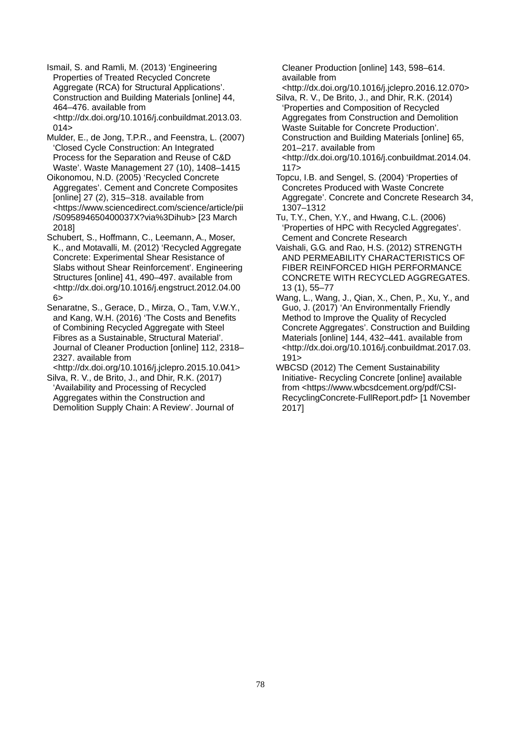Ismail, S. and Ramli, M. (2013) 'Engineering Properties of Treated Recycled Concrete Aggregate (RCA) for Structural Applications'. Construction and Building Materials [online] 44, 464–476. available from <http://dx.doi.org/10.1016/j.conbuildmat.2013.03.014>

Mulder, E., de Jong, T.P.R., and Feenstra, L. (2007) 'Closed Cycle Construction: An Integrated Process for the Separation and Reuse of C&D Waste'. Waste Management 27 (10), 1408–1415

Oikonomou, N.D. (2005) 'Recycled Concrete Aggregates'. Cement and Concrete Composites [online] 27 (2), 315–318. available from <https://www.sciencedirect.com/science/article/pii/S095894650400037X?via%3Dihub> [23 March 2018]

Schubert, S., Hoffmann, C., Leemann, A., Moser, K., and Motavalli, M. (2012) 'Recycled Aggregate Concrete: Experimental Shear Resistance of Slabs without Shear Reinforcement'. Engineering Structures [online] 41, 490–497. available from <http://dx.doi.org/10.1016/j.engstruct.2012.04.006>

Senaratne, S., Gerace, D., Mirza, O., Tam, V.W.Y., and Kang, W.H. (2016) 'The Costs and Benefits of Combining Recycled Aggregate with Steel Fibres as a Sustainable, Structural Material'. Journal of Cleaner Production [online] 112, 2318–2327. available from <http://dx.doi.org/10.1016/j.jclepro.2015.10.041>

Silva, R. V., de Brito, J., and Dhir, R.K. (2017) 'Availability and Processing of Recycled Aggregates within the Construction and Demolition Supply Chain: A Review'. Journal of Cleaner Production [online] 143, 598–614. available from <http://dx.doi.org/10.1016/j.jclepro.2016.12.070>

Silva, R. V., De Brito, J., and Dhir, R.K. (2014) 'Properties and Composition of Recycled Aggregates from Construction and Demolition Waste Suitable for Concrete Production'. Construction and Building Materials [online] 65, 201–217. available from <http://dx.doi.org/10.1016/j.conbuildmat.2014.04.117>

Topcu, I.B. and Sengel, S. (2004) 'Properties of Concretes Produced with Waste Concrete Aggregate'. Concrete and Concrete Research 34, 1307–1312

Tu, T.Y., Chen, Y.Y., and Hwang, C.L. (2006) 'Properties of HPC with Recycled Aggregates'. Cement and Concrete Research

Vaishali, G.G. and Rao, H.S. (2012) STRENGTH AND PERMEABILITY CHARACTERISTICS OF FIBER REINFORCED HIGH PERFORMANCE CONCRETE WITH RECYCLED AGGREGATES. 13 (1), 55–77

Wang, L., Wang, J., Qian, X., Chen, P., Xu, Y., and Guo, J. (2017) 'An Environmentally Friendly Method to Improve the Quality of Recycled Concrete Aggregates'. Construction and Building Materials [online] 144, 432–441. available from <http://dx.doi.org/10.1016/j.conbuildmat.2017.03.191>

WBCSD (2012) The Cement Sustainability Initiative- Recycling Concrete [online] available from <https://www.wbcsdcement.org/pdf/CSI-RecyclingConcrete-FullReport.pdf> [1 November 2017]